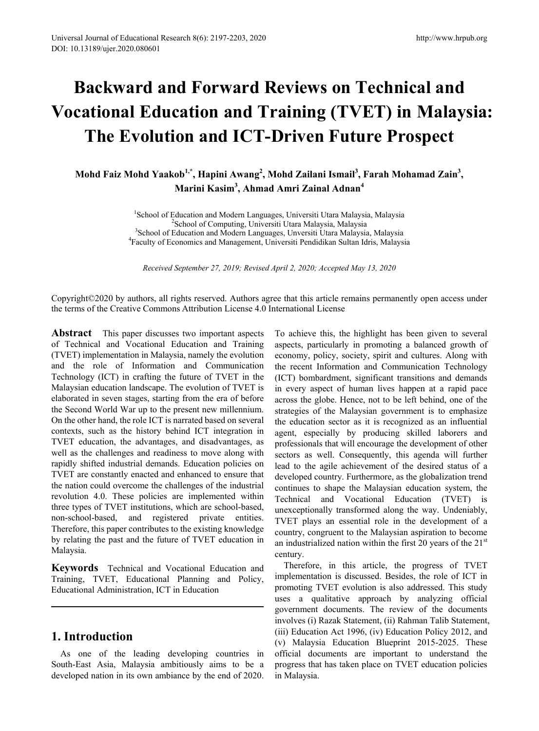# Backward and Forward Reviews on Technical and Vocational Education and Training (TVET) in Malaysia: The Evolution and ICT-Driven Future Prospect

**Mohd Faiz Mohd Yaakob[1,*], Hapini Awang[2], Mohd Zailani Ismail[3], Farah Mohamad Zain[3], Marini Kasim[3], Ahmad Amri Zainal Adnan[4]**

[1]School of Education and Modern Languages, Universiti Utara Malaysia, Malaysia
[2]School of Computing, Universiti Utara Malaysia, Malaysia
[3]School of Education and Modern Languages, Unversiti Utara Malaysia, Malaysia
[4]Faculty of Economics and Management, Universiti Pendidikan Sultan Idris, Malaysia

*Received September 27, 2019; Revised April 2, 2020; Accepted May 13, 2020*

Copyright©2020 by authors, all rights reserved. Authors agree that this article remains permanently open access under the terms of the Creative Commons Attribution License 4.0 International License

**Abstract** This paper discusses two important aspects of Technical and Vocational Education and Training (TVET) implementation in Malaysia, namely the evolution and the role of Information and Communication Technology (ICT) in crafting the future of TVET in the Malaysian education landscape. The evolution of TVET is elaborated in seven stages, starting from the era of before the Second World War up to the present new millennium. On the other hand, the role ICT is narrated based on several contexts, such as the history behind ICT integration in TVET education, the advantages, and disadvantages, as well as the challenges and readiness to move along with rapidly shifted industrial demands. Education policies on TVET are constantly enacted and enhanced to ensure that the nation could overcome the challenges of the industrial revolution 4.0. These policies are implemented within three types of TVET institutions, which are school-based, non-school-based, and registered private entities. Therefore, this paper contributes to the existing knowledge by relating the past and the future of TVET education in Malaysia.

**Keywords** Technical and Vocational Education and Training, TVET, Educational Planning and Policy, Educational Administration, ICT in Education

## 1. Introduction

As one of the leading developing countries in South-East Asia, Malaysia ambitiously aims to be a developed nation in its own ambiance by the end of 2020. To achieve this, the highlight has been given to several aspects, particularly in promoting a balanced growth of economy, policy, society, spirit and cultures. Along with the recent Information and Communication Technology (ICT) bombardment, significant transitions and demands in every aspect of human lives happen at a rapid pace across the globe. Hence, not to be left behind, one of the strategies of the Malaysian government is to emphasize the education sector as it is recognized as an influential agent, especially by producing skilled laborers and professionals that will encourage the development of other sectors as well. Consequently, this agenda will further lead to the agile achievement of the desired status of a developed country. Furthermore, as the globalization trend continues to shape the Malaysian education system, the Technical and Vocational Education (TVET) is unexceptionally transformed along the way. Undeniably, TVET plays an essential role in the development of a country, congruent to the Malaysian aspiration to become an industrialized nation within the first 20 years of the 21st century.

Therefore, in this article, the progress of TVET implementation is discussed. Besides, the role of ICT in promoting TVET evolution is also addressed. This study uses a qualitative approach by analyzing official government documents. The review of the documents involves (i) Razak Statement, (ii) Rahman Talib Statement, (iii) Education Act 1996, (iv) Education Policy 2012, and (v) Malaysia Education Blueprint 2015-2025. These official documents are important to understand the progress that has taken place on TVET education policies in Malaysia.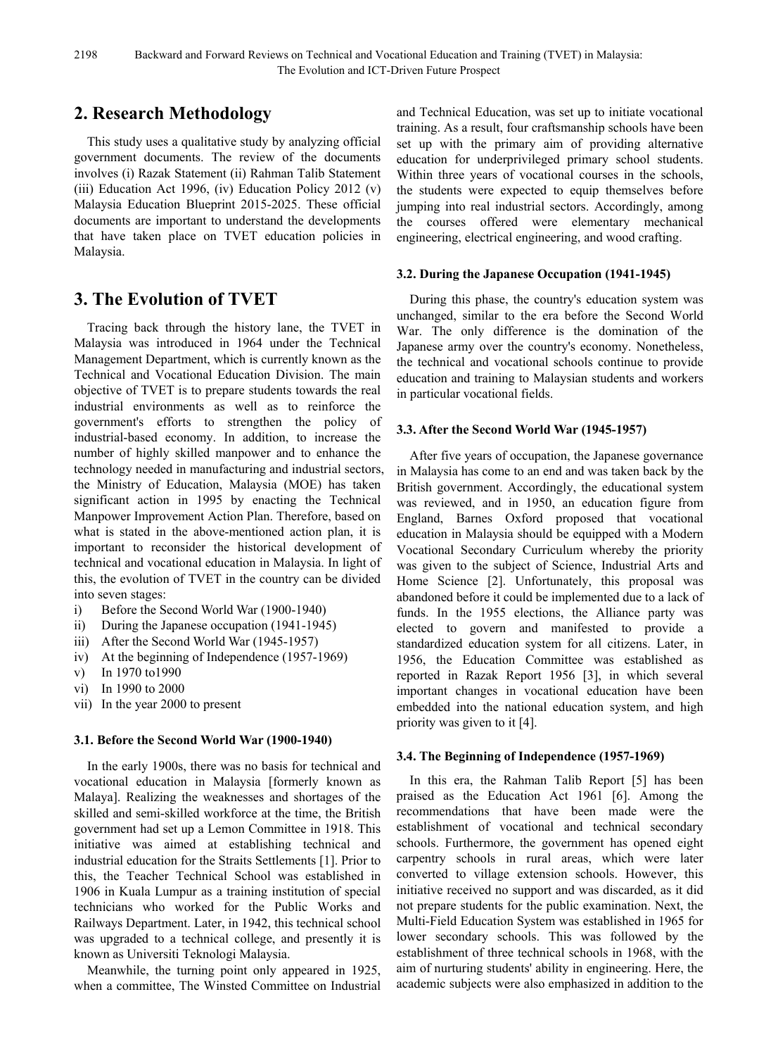## 2. Research Methodology

This study uses a qualitative study by analyzing official government documents. The review of the documents involves (i) Razak Statement (ii) Rahman Talib Statement (iii) Education Act 1996, (iv) Education Policy 2012 (v) Malaysia Education Blueprint 2015-2025. These official documents are important to understand the developments that have taken place on TVET education policies in Malaysia.

## 3. The Evolution of TVET

Tracing back through the history lane, the TVET in Malaysia was introduced in 1964 under the Technical Management Department, which is currently known as the Technical and Vocational Education Division. The main objective of TVET is to prepare students towards the real industrial environments as well as to reinforce the government's efforts to strengthen the policy of industrial-based economy. In addition, to increase the number of highly skilled manpower and to enhance the technology needed in manufacturing and industrial sectors, the Ministry of Education, Malaysia (MOE) has taken significant action in 1995 by enacting the Technical Manpower Improvement Action Plan. Therefore, based on what is stated in the above-mentioned action plan, it is important to reconsider the historical development of technical and vocational education in Malaysia. In light of this, the evolution of TVET in the country can be divided into seven stages:

i) Before the Second World War (1900-1940)
ii) During the Japanese occupation (1941-1945)
iii) After the Second World War (1945-1957)
iv) At the beginning of Independence (1957-1969)
v) In 1970 to1990
vi) In 1990 to 2000
vii) In the year 2000 to present

### 3.1. Before the Second World War (1900-1940)

In the early 1900s, there was no basis for technical and vocational education in Malaysia [formerly known as Malaya]. Realizing the weaknesses and shortages of the skilled and semi-skilled workforce at the time, the British government had set up a Lemon Committee in 1918. This initiative was aimed at establishing technical and industrial education for the Straits Settlements [1]. Prior to this, the Teacher Technical School was established in 1906 in Kuala Lumpur as a training institution of special technicians who worked for the Public Works and Railways Department. Later, in 1942, this technical school was upgraded to a technical college, and presently it is known as Universiti Teknologi Malaysia.

Meanwhile, the turning point only appeared in 1925, when a committee, The Winsted Committee on Industrial and Technical Education, was set up to initiate vocational training. As a result, four craftsmanship schools have been set up with the primary aim of providing alternative education for underprivileged primary school students. Within three years of vocational courses in the schools, the students were expected to equip themselves before jumping into real industrial sectors. Accordingly, among the courses offered were elementary mechanical engineering, electrical engineering, and wood crafting.

### 3.2. During the Japanese Occupation (1941-1945)

During this phase, the country's education system was unchanged, similar to the era before the Second World War. The only difference is the domination of the Japanese army over the country's economy. Nonetheless, the technical and vocational schools continue to provide education and training to Malaysian students and workers in particular vocational fields.

### 3.3. After the Second World War (1945-1957)

After five years of occupation, the Japanese governance in Malaysia has come to an end and was taken back by the British government. Accordingly, the educational system was reviewed, and in 1950, an education figure from England, Barnes Oxford proposed that vocational education in Malaysia should be equipped with a Modern Vocational Secondary Curriculum whereby the priority was given to the subject of Science, Industrial Arts and Home Science [2]. Unfortunately, this proposal was abandoned before it could be implemented due to a lack of funds. In the 1955 elections, the Alliance party was elected to govern and manifested to provide a standardized education system for all citizens. Later, in 1956, the Education Committee was established as reported in Razak Report 1956 [3], in which several important changes in vocational education have been embedded into the national education system, and high priority was given to it [4].

### 3.4. The Beginning of Independence (1957-1969)

In this era, the Rahman Talib Report [5] has been praised as the Education Act 1961 [6]. Among the recommendations that have been made were the establishment of vocational and technical secondary schools. Furthermore, the government has opened eight carpentry schools in rural areas, which were later converted to village extension schools. However, this initiative received no support and was discarded, as it did not prepare students for the public examination. Next, the Multi-Field Education System was established in 1965 for lower secondary schools. This was followed by the establishment of three technical schools in 1968, with the aim of nurturing students' ability in engineering. Here, the academic subjects were also emphasized in addition to the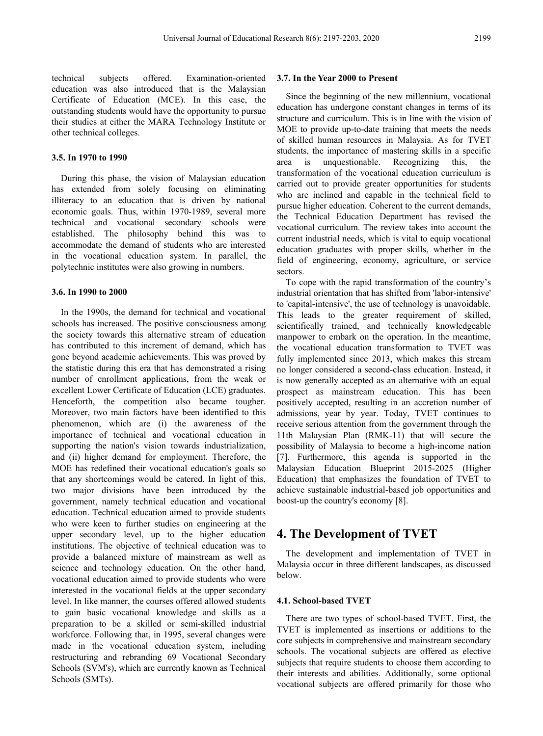technical subjects offered. Examination-oriented education was also introduced that is the Malaysian Certificate of Education (MCE). In this case, the outstanding students would have the opportunity to pursue their studies at either the MARA Technology Institute or other technical colleges.

### 3.5. In 1970 to 1990

During this phase, the vision of Malaysian education has extended from solely focusing on eliminating illiteracy to an education that is driven by national economic goals. Thus, within 1970-1989, several more technical and vocational secondary schools were established. The philosophy behind this was to accommodate the demand of students who are interested in the vocational education system. In parallel, the polytechnic institutes were also growing in numbers.

### 3.6. In 1990 to 2000

In the 1990s, the demand for technical and vocational schools has increased. The positive consciousness among the society towards this alternative stream of education has contributed to this increment of demand, which has gone beyond academic achievements. This was proved by the statistic during this era that has demonstrated a rising number of enrollment applications, from the weak or excellent Lower Certificate of Education (LCE) graduates. Henceforth, the competition also became tougher. Moreover, two main factors have been identified to this phenomenon, which are (i) the awareness of the importance of technical and vocational education in supporting the nation's vision towards industrialization, and (ii) higher demand for employment. Therefore, the MOE has redefined their vocational education's goals so that any shortcomings would be catered. In light of this, two major divisions have been introduced by the government, namely technical education and vocational education. Technical education aimed to provide students who were keen to further studies on engineering at the upper secondary level, up to the higher education institutions. The objective of technical education was to provide a balanced mixture of mainstream as well as science and technology education. On the other hand, vocational education aimed to provide students who were interested in the vocational fields at the upper secondary level. In like manner, the courses offered allowed students to gain basic vocational knowledge and skills as a preparation to be a skilled or semi-skilled industrial workforce. Following that, in 1995, several changes were made in the vocational education system, including restructuring and rebranding 69 Vocational Secondary Schools (SVM's), which are currently known as Technical Schools (SMTs).

### 3.7. In the Year 2000 to Present

Since the beginning of the new millennium, vocational education has undergone constant changes in terms of its structure and curriculum. This is in line with the vision of MOE to provide up-to-date training that meets the needs of skilled human resources in Malaysia. As for TVET students, the importance of mastering skills in a specific area is unquestionable. Recognizing this, the transformation of the vocational education curriculum is carried out to provide greater opportunities for students who are inclined and capable in the technical field to pursue higher education. Coherent to the current demands, the Technical Education Department has revised the vocational curriculum. The review takes into account the current industrial needs, which is vital to equip vocational education graduates with proper skills, whether in the field of engineering, economy, agriculture, or service sectors.

To cope with the rapid transformation of the country's industrial orientation that has shifted from 'labor-intensive' to 'capital-intensive', the use of technology is unavoidable. This leads to the greater requirement of skilled, scientifically trained, and technically knowledgeable manpower to embark on the operation. In the meantime, the vocational education transformation to TVET was fully implemented since 2013, which makes this stream no longer considered a second-class education. Instead, it is now generally accepted as an alternative with an equal prospect as mainstream education. This has been positively accepted, resulting in an accretion number of admissions, year by year. Today, TVET continues to receive serious attention from the government through the 11th Malaysian Plan (RMK-11) that will secure the possibility of Malaysia to become a high-income nation [7]. Furthermore, this agenda is supported in the Malaysian Education Blueprint 2015-2025 (Higher Education) that emphasizes the foundation of TVET to achieve sustainable industrial-based job opportunities and boost-up the country's economy [8].

## 4. The Development of TVET

The development and implementation of TVET in Malaysia occur in three different landscapes, as discussed below.

### 4.1. School-based TVET

There are two types of school-based TVET. First, the TVET is implemented as insertions or additions to the core subjects in comprehensive and mainstream secondary schools. The vocational subjects are offered as elective subjects that require students to choose them according to their interests and abilities. Additionally, some optional vocational subjects are offered primarily for those who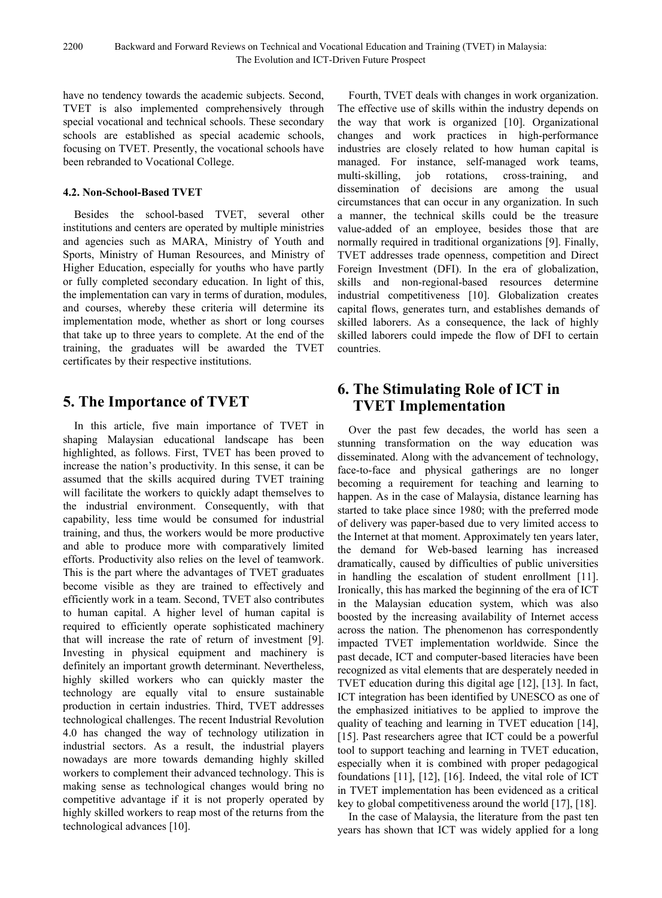have no tendency towards the academic subjects. Second, TVET is also implemented comprehensively through special vocational and technical schools. These secondary schools are established as special academic schools, focusing on TVET. Presently, the vocational schools have been rebranded to Vocational College.

### 4.2. Non-School-Based TVET

Besides the school-based TVET, several other institutions and centers are operated by multiple ministries and agencies such as MARA, Ministry of Youth and Sports, Ministry of Human Resources, and Ministry of Higher Education, especially for youths who have partly or fully completed secondary education. In light of this, the implementation can vary in terms of duration, modules, and courses, whereby these criteria will determine its implementation mode, whether as short or long courses that take up to three years to complete. At the end of the training, the graduates will be awarded the TVET certificates by their respective institutions.

## 5. The Importance of TVET

In this article, five main importance of TVET in shaping Malaysian educational landscape has been highlighted, as follows. First, TVET has been proved to increase the nation's productivity. In this sense, it can be assumed that the skills acquired during TVET training will facilitate the workers to quickly adapt themselves to the industrial environment. Consequently, with that capability, less time would be consumed for industrial training, and thus, the workers would be more productive and able to produce more with comparatively limited efforts. Productivity also relies on the level of teamwork. This is the part where the advantages of TVET graduates become visible as they are trained to effectively and efficiently work in a team. Second, TVET also contributes to human capital. A higher level of human capital is required to efficiently operate sophisticated machinery that will increase the rate of return of investment [9]. Investing in physical equipment and machinery is definitely an important growth determinant. Nevertheless, highly skilled workers who can quickly master the technology are equally vital to ensure sustainable production in certain industries. Third, TVET addresses technological challenges. The recent Industrial Revolution 4.0 has changed the way of technology utilization in industrial sectors. As a result, the industrial players nowadays are more towards demanding highly skilled workers to complement their advanced technology. This is making sense as technological changes would bring no competitive advantage if it is not properly operated by highly skilled workers to reap most of the returns from the technological advances [10].

Fourth, TVET deals with changes in work organization. The effective use of skills within the industry depends on the way that work is organized [10]. Organizational changes and work practices in high-performance industries are closely related to how human capital is managed. For instance, self-managed work teams, multi-skilling, job rotations, cross-training, and dissemination of decisions are among the usual circumstances that can occur in any organization. In such a manner, the technical skills could be the treasure value-added of an employee, besides those that are normally required in traditional organizations [9]. Finally, TVET addresses trade openness, competition and Direct Foreign Investment (DFI). In the era of globalization, skills and non-regional-based resources determine industrial competitiveness [10]. Globalization creates capital flows, generates turn, and establishes demands of skilled laborers. As a consequence, the lack of highly skilled laborers could impede the flow of DFI to certain countries.

## 6. The Stimulating Role of ICT in TVET Implementation

Over the past few decades, the world has seen a stunning transformation on the way education was disseminated. Along with the advancement of technology, face-to-face and physical gatherings are no longer becoming a requirement for teaching and learning to happen. As in the case of Malaysia, distance learning has started to take place since 1980; with the preferred mode of delivery was paper-based due to very limited access to the Internet at that moment. Approximately ten years later, the demand for Web-based learning has increased dramatically, caused by difficulties of public universities in handling the escalation of student enrollment [11]. Ironically, this has marked the beginning of the era of ICT in the Malaysian education system, which was also boosted by the increasing availability of Internet access across the nation. The phenomenon has correspondently impacted TVET implementation worldwide. Since the past decade, ICT and computer-based literacies have been recognized as vital elements that are desperately needed in TVET education during this digital age [12], [13]. In fact, ICT integration has been identified by UNESCO as one of the emphasized initiatives to be applied to improve the quality of teaching and learning in TVET education [14], [15]. Past researchers agree that ICT could be a powerful tool to support teaching and learning in TVET education, especially when it is combined with proper pedagogical foundations [11], [12], [16]. Indeed, the vital role of ICT in TVET implementation has been evidenced as a critical key to global competitiveness around the world [17], [18].

In the case of Malaysia, the literature from the past ten years has shown that ICT was widely applied for a long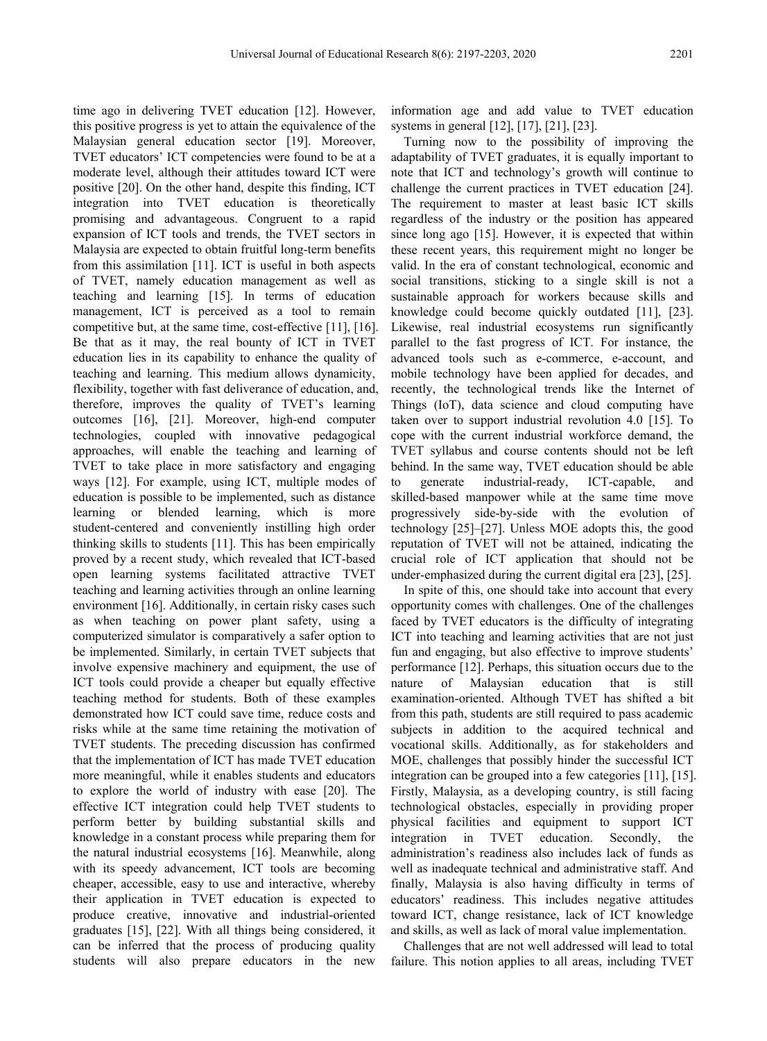time ago in delivering TVET education [12]. However, this positive progress is yet to attain the equivalence of the Malaysian general education sector [19]. Moreover, TVET educators' ICT competencies were found to be at a moderate level, although their attitudes toward ICT were positive [20]. On the other hand, despite this finding, ICT integration into TVET education is theoretically promising and advantageous. Congruent to a rapid expansion of ICT tools and trends, the TVET sectors in Malaysia are expected to obtain fruitful long-term benefits from this assimilation [11]. ICT is useful in both aspects of TVET, namely education management as well as teaching and learning [15]. In terms of education management, ICT is perceived as a tool to remain competitive but, at the same time, cost-effective [11], [16]. Be that as it may, the real bounty of ICT in TVET education lies in its capability to enhance the quality of teaching and learning. This medium allows dynamicity, flexibility, together with fast deliverance of education, and, therefore, improves the quality of TVET's learning outcomes [16], [21]. Moreover, high-end computer technologies, coupled with innovative pedagogical approaches, will enable the teaching and learning of TVET to take place in more satisfactory and engaging ways [12]. For example, using ICT, multiple modes of education is possible to be implemented, such as distance learning or blended learning, which is more student-centered and conveniently instilling high order thinking skills to students [11]. This has been empirically proved by a recent study, which revealed that ICT-based open learning systems facilitated attractive TVET teaching and learning activities through an online learning environment [16]. Additionally, in certain risky cases such as when teaching on power plant safety, using a computerized simulator is comparatively a safer option to be implemented. Similarly, in certain TVET subjects that involve expensive machinery and equipment, the use of ICT tools could provide a cheaper but equally effective teaching method for students. Both of these examples demonstrated how ICT could save time, reduce costs and risks while at the same time retaining the motivation of TVET students. The preceding discussion has confirmed that the implementation of ICT has made TVET education more meaningful, while it enables students and educators to explore the world of industry with ease [20]. The effective ICT integration could help TVET students to perform better by building substantial skills and knowledge in a constant process while preparing them for the natural industrial ecosystems [16]. Meanwhile, along with its speedy advancement, ICT tools are becoming cheaper, accessible, easy to use and interactive, whereby their application in TVET education is expected to produce creative, innovative and industrial-oriented graduates [15], [22]. With all things being considered, it can be inferred that the process of producing quality students will also prepare educators in the new information age and add value to TVET education systems in general [12], [17], [21], [23].

Turning now to the possibility of improving the adaptability of TVET graduates, it is equally important to note that ICT and technology's growth will continue to challenge the current practices in TVET education [24]. The requirement to master at least basic ICT skills regardless of the industry or the position has appeared since long ago [15]. However, it is expected that within these recent years, this requirement might no longer be valid. In the era of constant technological, economic and social transitions, sticking to a single skill is not a sustainable approach for workers because skills and knowledge could become quickly outdated [11], [23]. Likewise, real industrial ecosystems run significantly parallel to the fast progress of ICT. For instance, the advanced tools such as e-commerce, e-account, and mobile technology have been applied for decades, and recently, the technological trends like the Internet of Things (IoT), data science and cloud computing have taken over to support industrial revolution 4.0 [15]. To cope with the current industrial workforce demand, the TVET syllabus and course contents should not be left behind. In the same way, TVET education should be able to generate industrial-ready, ICT-capable, and skilled-based manpower while at the same time move progressively side-by-side with the evolution of technology [25]–[27]. Unless MOE adopts this, the good reputation of TVET will not be attained, indicating the crucial role of ICT application that should not be under-emphasized during the current digital era [23], [25].

In spite of this, one should take into account that every opportunity comes with challenges. One of the challenges faced by TVET educators is the difficulty of integrating ICT into teaching and learning activities that are not just fun and engaging, but also effective to improve students' performance [12]. Perhaps, this situation occurs due to the nature of Malaysian education that is still examination-oriented. Although TVET has shifted a bit from this path, students are still required to pass academic subjects in addition to the acquired technical and vocational skills. Additionally, as for stakeholders and MOE, challenges that possibly hinder the successful ICT integration can be grouped into a few categories [11], [15]. Firstly, Malaysia, as a developing country, is still facing technological obstacles, especially in providing proper physical facilities and equipment to support ICT integration in TVET education. Secondly, the administration's readiness also includes lack of funds as well as inadequate technical and administrative staff. And finally, Malaysia is also having difficulty in terms of educators' readiness. This includes negative attitudes toward ICT, change resistance, lack of ICT knowledge and skills, as well as lack of moral value implementation.

Challenges that are not well addressed will lead to total failure. This notion applies to all areas, including TVET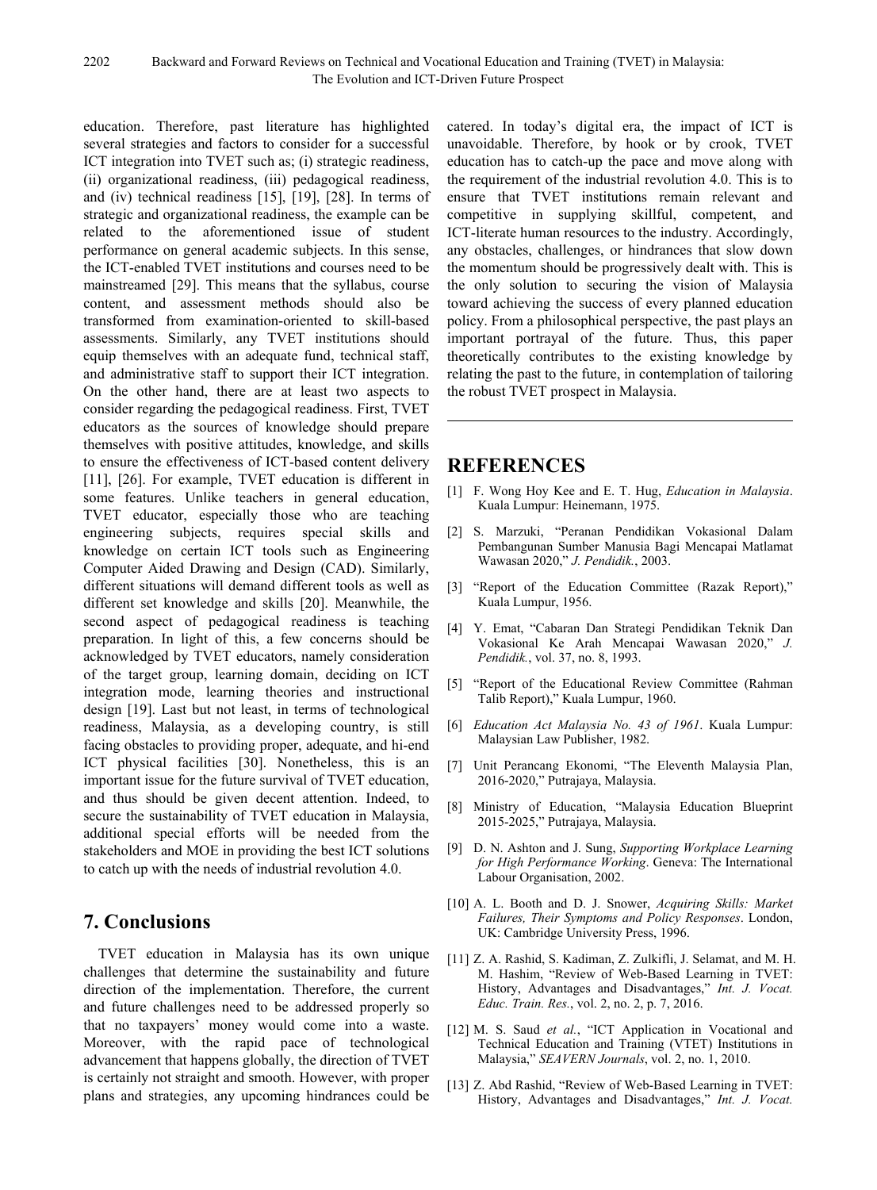education. Therefore, past literature has highlighted several strategies and factors to consider for a successful ICT integration into TVET such as; (i) strategic readiness, (ii) organizational readiness, (iii) pedagogical readiness, and (iv) technical readiness [15], [19], [28]. In terms of strategic and organizational readiness, the example can be related to the aforementioned issue of student performance on general academic subjects. In this sense, the ICT-enabled TVET institutions and courses need to be mainstreamed [29]. This means that the syllabus, course content, and assessment methods should also be transformed from examination-oriented to skill-based assessments. Similarly, any TVET institutions should equip themselves with an adequate fund, technical staff, and administrative staff to support their ICT integration. On the other hand, there are at least two aspects to consider regarding the pedagogical readiness. First, TVET educators as the sources of knowledge should prepare themselves with positive attitudes, knowledge, and skills to ensure the effectiveness of ICT-based content delivery [11], [26]. For example, TVET education is different in some features. Unlike teachers in general education, TVET educator, especially those who are teaching engineering subjects, requires special skills and knowledge on certain ICT tools such as Engineering Computer Aided Drawing and Design (CAD). Similarly, different situations will demand different tools as well as different set knowledge and skills [20]. Meanwhile, the second aspect of pedagogical readiness is teaching preparation. In light of this, a few concerns should be acknowledged by TVET educators, namely consideration of the target group, learning domain, deciding on ICT integration mode, learning theories and instructional design [19]. Last but not least, in terms of technological readiness, Malaysia, as a developing country, is still facing obstacles to providing proper, adequate, and hi-end ICT physical facilities [30]. Nonetheless, this is an important issue for the future survival of TVET education, and thus should be given decent attention. Indeed, to secure the sustainability of TVET education in Malaysia, additional special efforts will be needed from the stakeholders and MOE in providing the best ICT solutions to catch up with the needs of industrial revolution 4.0.

## 7. Conclusions

TVET education in Malaysia has its own unique challenges that determine the sustainability and future direction of the implementation. Therefore, the current and future challenges need to be addressed properly so that no taxpayers' money would come into a waste. Moreover, with the rapid pace of technological advancement that happens globally, the direction of TVET is certainly not straight and smooth. However, with proper plans and strategies, any upcoming hindrances could be catered. In today's digital era, the impact of ICT is unavoidable. Therefore, by hook or by crook, TVET education has to catch-up the pace and move along with the requirement of the industrial revolution 4.0. This is to ensure that TVET institutions remain relevant and competitive in supplying skillful, competent, and ICT-literate human resources to the industry. Accordingly, any obstacles, challenges, or hindrances that slow down the momentum should be progressively dealt with. This is the only solution to securing the vision of Malaysia toward achieving the success of every planned education policy. From a philosophical perspective, the past plays an important portrayal of the future. Thus, this paper theoretically contributes to the existing knowledge by relating the past to the future, in contemplation of tailoring the robust TVET prospect in Malaysia.

---

## REFERENCES

[1] F. Wong Hoy Kee and E. T. Hug, *Education in Malaysia*. Kuala Lumpur: Heinemann, 1975.

[2] S. Marzuki, "Peranan Pendidikan Vokasional Dalam Pembangunan Sumber Manusia Bagi Mencapai Matlamat Wawasan 2020," *J. Pendidik.*, 2003.

[3] "Report of the Education Committee (Razak Report)," Kuala Lumpur, 1956.

[4] Y. Emat, "Cabaran Dan Strategi Pendidikan Teknik Dan Vokasional Ke Arah Mencapai Wawasan 2020," *J. Pendidik.*, vol. 37, no. 8, 1993.

[5] "Report of the Educational Review Committee (Rahman Talib Report)," Kuala Lumpur, 1960.

[6] *Education Act Malaysia No. 43 of 1961*. Kuala Lumpur: Malaysian Law Publisher, 1982.

[7] Unit Perancang Ekonomi, "The Eleventh Malaysia Plan, 2016-2020," Putrajaya, Malaysia.

[8] Ministry of Education, "Malaysia Education Blueprint 2015-2025," Putrajaya, Malaysia.

[9] D. N. Ashton and J. Sung, *Supporting Workplace Learning for High Performance Working*. Geneva: The International Labour Organisation, 2002.

[10] A. L. Booth and D. J. Snower, *Acquiring Skills: Market Failures, Their Symptoms and Policy Responses*. London, UK: Cambridge University Press, 1996.

[11] Z. A. Rashid, S. Kadiman, Z. Zulkifli, J. Selamat, and M. H. M. Hashim, "Review of Web-Based Learning in TVET: History, Advantages and Disadvantages," *Int. J. Vocat. Educ. Train. Res.*, vol. 2, no. 2, p. 7, 2016.

[12] M. S. Saud *et al.*, "ICT Application in Vocational and Technical Education and Training (VTET) Institutions in Malaysia," *SEAVERN Journals*, vol. 2, no. 1, 2010.

[13] Z. Abd Rashid, "Review of Web-Based Learning in TVET: History, Advantages and Disadvantages," *Int. J. Vocat.*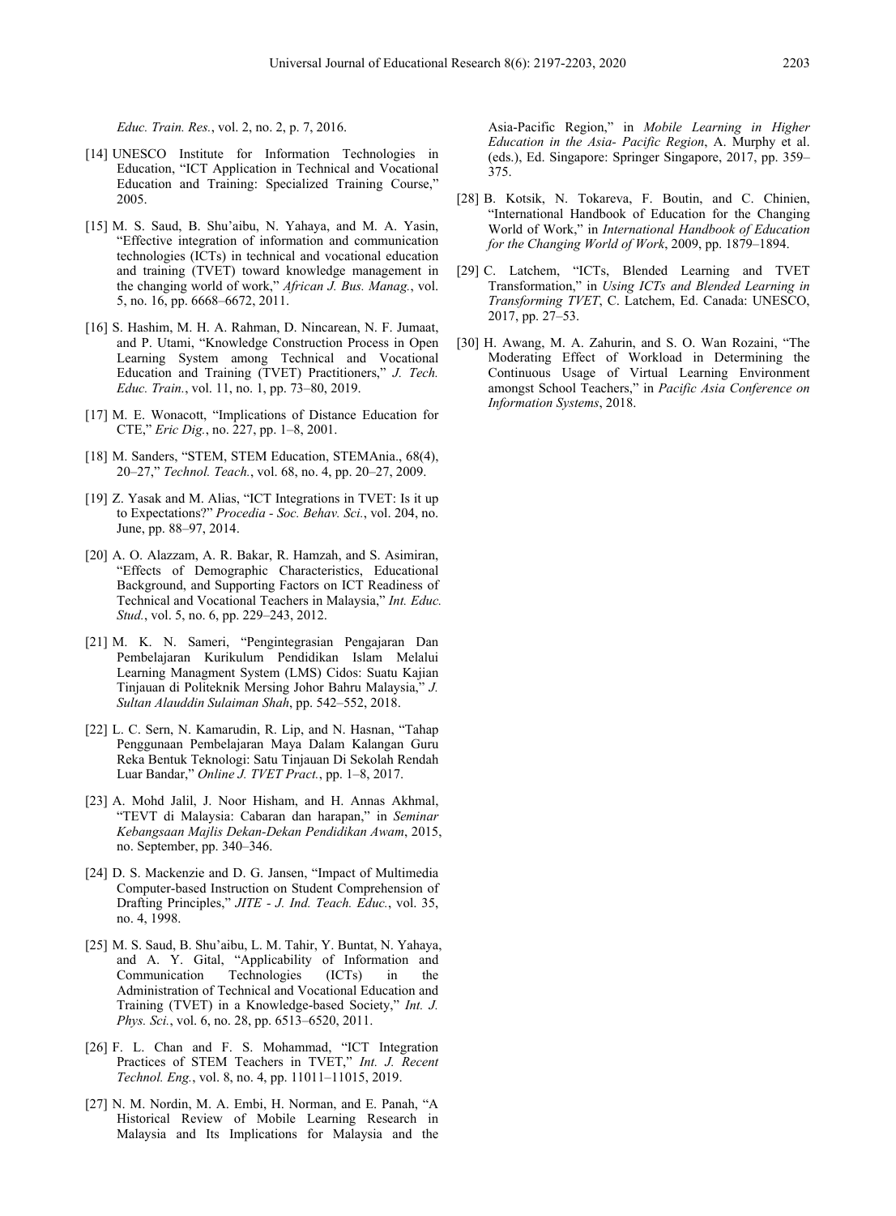*Educ. Train. Res.*, vol. 2, no. 2, p. 7, 2016.

[14] UNESCO Institute for Information Technologies in Education, "ICT Application in Technical and Vocational Education and Training: Specialized Training Course," 2005.

[15] M. S. Saud, B. Shu'aibu, N. Yahaya, and M. A. Yasin, "Effective integration of information and communication technologies (ICTs) in technical and vocational education and training (TVET) toward knowledge management in the changing world of work," *African J. Bus. Manag.*, vol. 5, no. 16, pp. 6668–6672, 2011.

[16] S. Hashim, M. H. A. Rahman, D. Nincarean, N. F. Jumaat, and P. Utami, "Knowledge Construction Process in Open Learning System among Technical and Vocational Education and Training (TVET) Practitioners," *J. Tech. Educ. Train.*, vol. 11, no. 1, pp. 73–80, 2019.

[17] M. E. Wonacott, "Implications of Distance Education for CTE," *Eric Dig.*, no. 227, pp. 1–8, 2001.

[18] M. Sanders, "STEM, STEM Education, STEMAnia., 68(4), 20–27," *Technol. Teach.*, vol. 68, no. 4, pp. 20–27, 2009.

[19] Z. Yasak and M. Alias, "ICT Integrations in TVET: Is it up to Expectations?" *Procedia - Soc. Behav. Sci.*, vol. 204, no. June, pp. 88–97, 2014.

[20] A. O. Alazzam, A. R. Bakar, R. Hamzah, and S. Asimiran, "Effects of Demographic Characteristics, Educational Background, and Supporting Factors on ICT Readiness of Technical and Vocational Teachers in Malaysia," *Int. Educ. Stud.*, vol. 5, no. 6, pp. 229–243, 2012.

[21] M. K. N. Sameri, "Pengintegrasian Pengajaran Dan Pembelajaran Kurikulum Pendidikan Islam Melalui Learning Managment System (LMS) Cidos: Suatu Kajian Tinjauan di Politeknik Mersing Johor Bahru Malaysia," *J. Sultan Alauddin Sulaiman Shah*, pp. 542–552, 2018.

[22] L. C. Sern, N. Kamarudin, R. Lip, and N. Hasnan, "Tahap Penggunaan Pembelajaran Maya Dalam Kalangan Guru Reka Bentuk Teknologi: Satu Tinjauan Di Sekolah Rendah Luar Bandar," *Online J. TVET Pract.*, pp. 1–8, 2017.

[23] A. Mohd Jalil, J. Noor Hisham, and H. Annas Akhmal, "TEVT di Malaysia: Cabaran dan harapan," in *Seminar Kebangsaan Majlis Dekan-Dekan Pendidikan Awam*, 2015, no. September, pp. 340–346.

[24] D. S. Mackenzie and D. G. Jansen, "Impact of Multimedia Computer-based Instruction on Student Comprehension of Drafting Principles," *JITE - J. Ind. Teach. Educ.*, vol. 35, no. 4, 1998.

[25] M. S. Saud, B. Shu'aibu, L. M. Tahir, Y. Buntat, N. Yahaya, and A. Y. Gital, "Applicability of Information and Communication Technologies (ICTs) in the Administration of Technical and Vocational Education and Training (TVET) in a Knowledge-based Society," *Int. J. Phys. Sci.*, vol. 6, no. 28, pp. 6513–6520, 2011.

[26] F. L. Chan and F. S. Mohammad, "ICT Integration Practices of STEM Teachers in TVET," *Int. J. Recent Technol. Eng.*, vol. 8, no. 4, pp. 11011–11015, 2019.

[27] N. M. Nordin, M. A. Embi, H. Norman, and E. Panah, "A Historical Review of Mobile Learning Research in Malaysia and Its Implications for Malaysia and the Asia-Pacific Region," in *Mobile Learning in Higher Education in the Asia- Pacific Region*, A. Murphy et al. (eds.), Ed. Singapore: Springer Singapore, 2017, pp. 359–375.

[28] B. Kotsik, N. Tokareva, F. Boutin, and C. Chinien, "International Handbook of Education for the Changing World of Work," in *International Handbook of Education for the Changing World of Work*, 2009, pp. 1879–1894.

[29] C. Latchem, "ICTs, Blended Learning and TVET Transformation," in *Using ICTs and Blended Learning in Transforming TVET*, C. Latchem, Ed. Canada: UNESCO, 2017, pp. 27–53.

[30] H. Awang, M. A. Zahurin, and S. O. Wan Rozaini, "The Moderating Effect of Workload in Determining the Continuous Usage of Virtual Learning Environment amongst School Teachers," in *Pacific Asia Conference on Information Systems*, 2018.